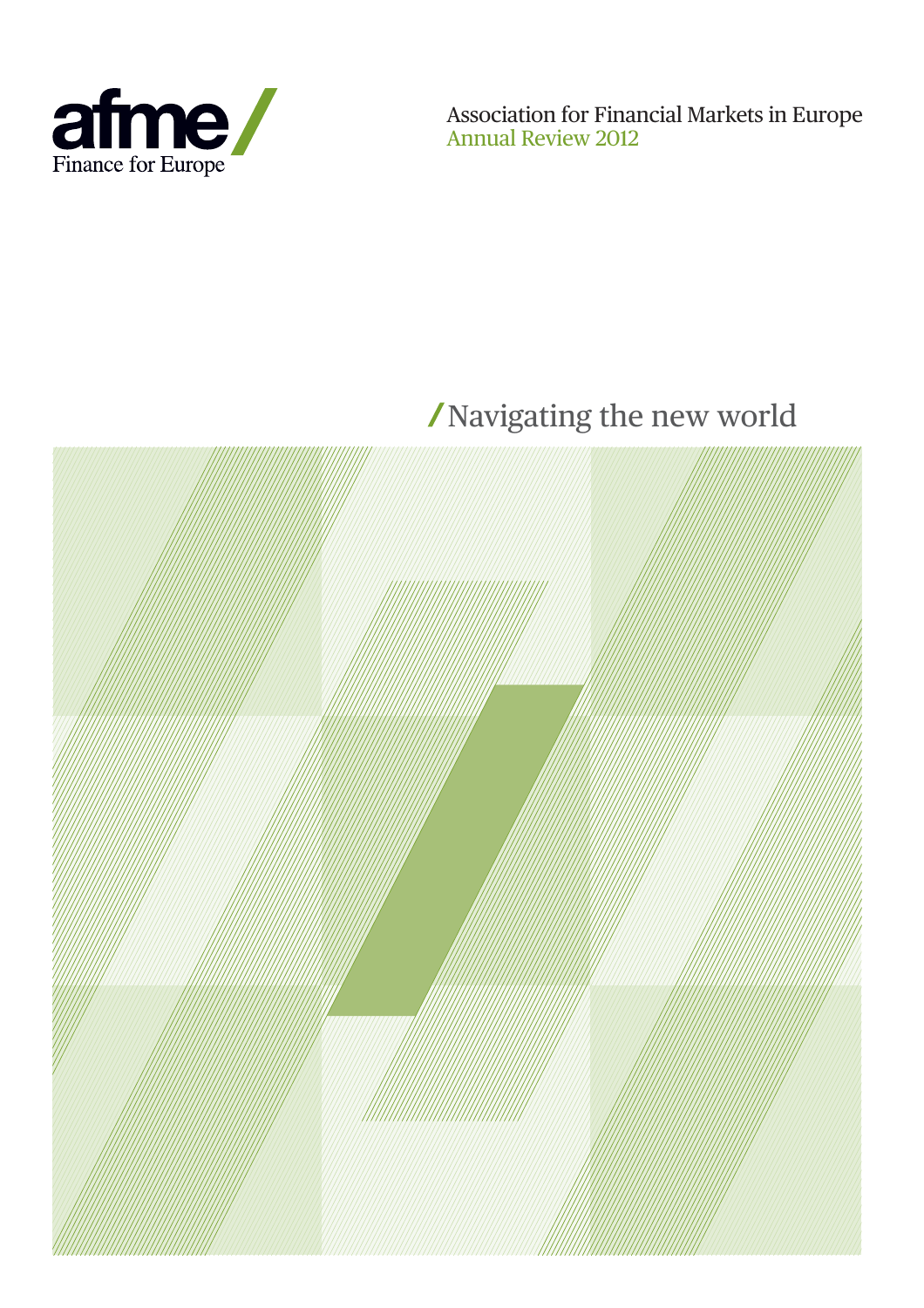afme/
Finance for Europe

Association for Financial Markets in Europe
Annual Review 2012

# Navigating the new world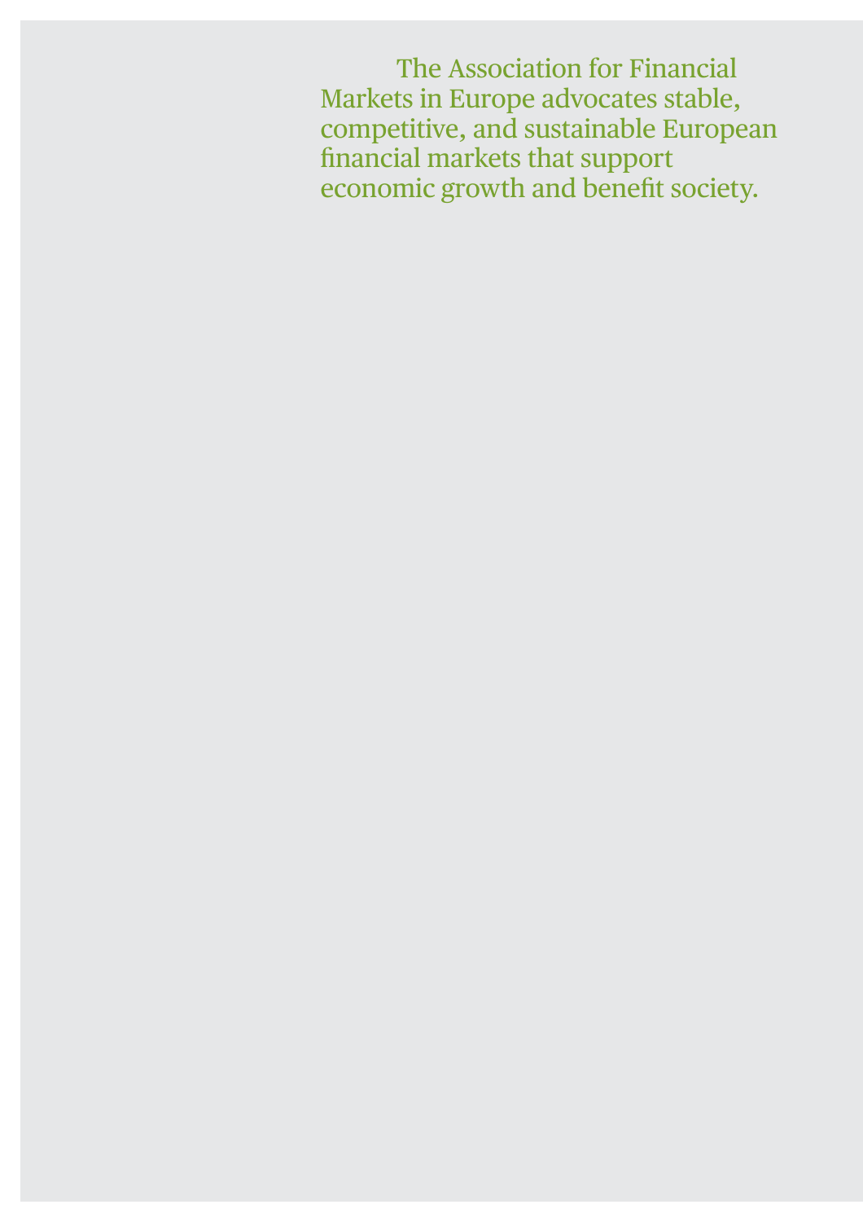The Association for Financial Markets in Europe advocates stable, competitive, and sustainable European financial markets that support economic growth and benefit society.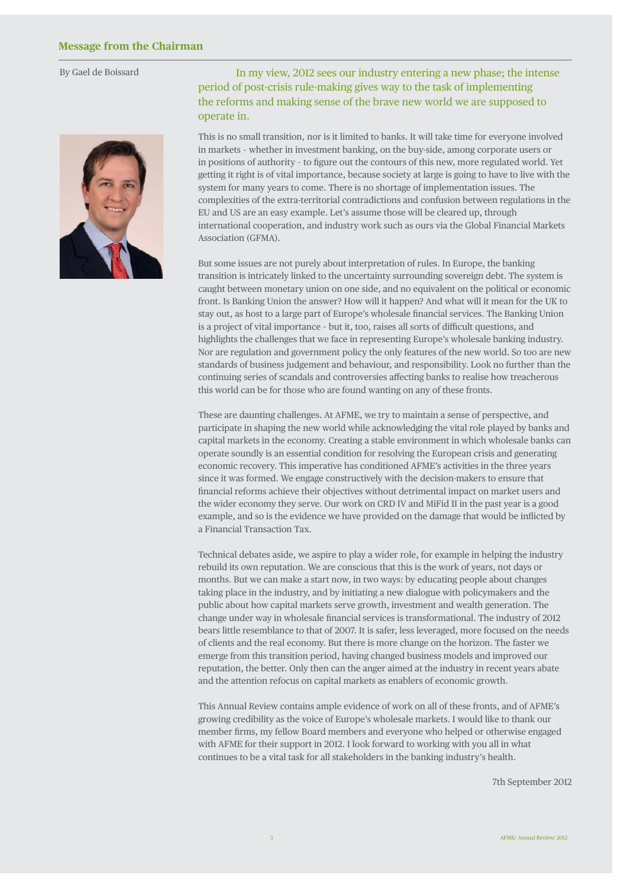## Message from the Chairman

By Gael de Boissard

In my view, 2012 sees our industry entering a new phase; the intense period of post-crisis rule-making gives way to the task of implementing the reforms and making sense of the brave new world we are supposed to operate in.

This is no small transition, nor is it limited to banks. It will take time for everyone involved in markets – whether in investment banking, on the buy-side, among corporate users or in positions of authority – to figure out the contours of this new, more regulated world. Yet getting it right is of vital importance, because society at large is going to have to live with the system for many years to come. There is no shortage of implementation issues. The complexities of the extra-territorial contradictions and confusion between regulations in the EU and US are an easy example. Let's assume those will be cleared up, through international cooperation, and industry work such as ours via the Global Financial Markets Association (GFMA).

But some issues are not purely about interpretation of rules. In Europe, the banking transition is intricately linked to the uncertainty surrounding sovereign debt. The system is caught between monetary union on one side, and no equivalent on the political or economic front. Is Banking Union the answer? How will it happen? And what will it mean for the UK to stay out, as host to a large part of Europe's wholesale financial services. The Banking Union is a project of vital importance – but it, too, raises all sorts of difficult questions, and highlights the challenges that we face in representing Europe's wholesale banking industry. Nor are regulation and government policy the only features of the new world. So too are new standards of business judgement and behaviour, and responsibility. Look no further than the continuing series of scandals and controversies affecting banks to realise how treacherous this world can be for those who are found wanting on any of these fronts.

These are daunting challenges. At AFME, we try to maintain a sense of perspective, and participate in shaping the new world while acknowledging the vital role played by banks and capital markets in the economy. Creating a stable environment in which wholesale banks can operate soundly is an essential condition for resolving the European crisis and generating economic recovery. This imperative has conditioned AFME's activities in the three years since it was formed. We engage constructively with the decision-makers to ensure that financial reforms achieve their objectives without detrimental impact on market users and the wider economy they serve. Our work on CRD IV and MiFid II in the past year is a good example, and so is the evidence we have provided on the damage that would be inflicted by a Financial Transaction Tax.

Technical debates aside, we aspire to play a wider role, for example in helping the industry rebuild its own reputation. We are conscious that this is the work of years, not days or months. But we can make a start now, in two ways: by educating people about changes taking place in the industry, and by initiating a new dialogue with policymakers and the public about how capital markets serve growth, investment and wealth generation. The change under way in wholesale financial services is transformational. The industry of 2012 bears little resemblance to that of 2007. It is safer, less leveraged, more focused on the needs of clients and the real economy. But there is more change on the horizon. The faster we emerge from this transition period, having changed business models and improved our reputation, the better. Only then can the anger aimed at the industry in recent years abate and the attention refocus on capital markets as enablers of economic growth.

This Annual Review contains ample evidence of work on all of these fronts, and of AFME's growing credibility as the voice of Europe's wholesale markets. I would like to thank our member firms, my fellow Board members and everyone who helped or otherwise engaged with AFME for their support in 2012. I look forward to working with you all in what continues to be a vital task for all stakeholders in the banking industry's health.

7th September 2012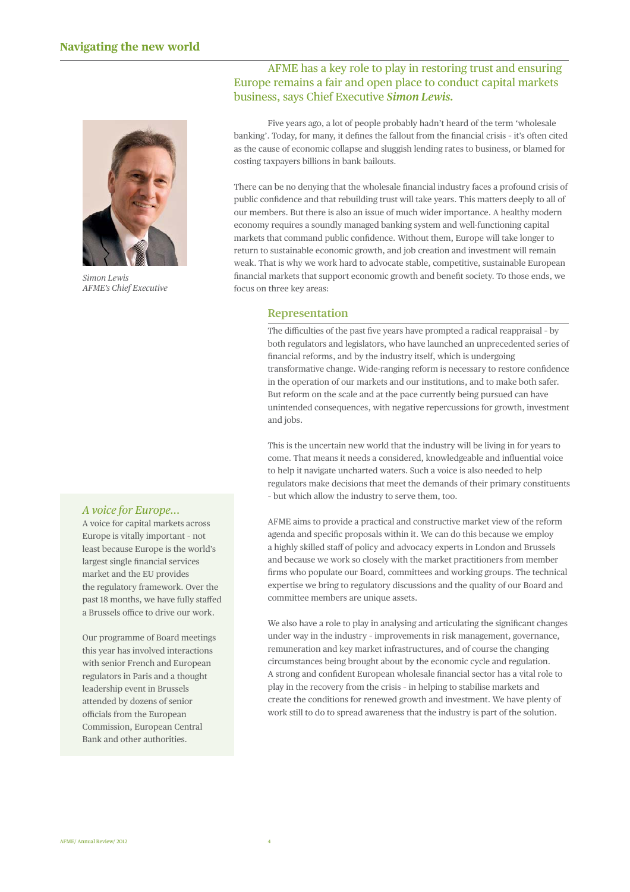# Navigating the new world

AFME has a key role to play in restoring trust and ensuring Europe remains a fair and open place to conduct capital markets business, says Chief Executive ***Simon Lewis.***

*Simon Lewis*
*AFME's Chief Executive*

Five years ago, a lot of people probably hadn't heard of the term 'wholesale banking'. Today, for many, it defines the fallout from the financial crisis - it's often cited as the cause of economic collapse and sluggish lending rates to business, or blamed for costing taxpayers billions in bank bailouts.

There can be no denying that the wholesale financial industry faces a profound crisis of public confidence and that rebuilding trust will take years. This matters deeply to all of our members. But there is also an issue of much wider importance. A healthy modern economy requires a soundly managed banking system and well-functioning capital markets that command public confidence. Without them, Europe will take longer to return to sustainable economic growth, and job creation and investment will remain weak. That is why we work hard to advocate stable, competitive, sustainable European financial markets that support economic growth and benefit society. To those ends, we focus on three key areas:

## Representation

The difficulties of the past five years have prompted a radical reappraisal - by both regulators and legislators, who have launched an unprecedented series of financial reforms, and by the industry itself, which is undergoing transformative change. Wide-ranging reform is necessary to restore confidence in the operation of our markets and our institutions, and to make both safer. But reform on the scale and at the pace currently being pursued can have unintended consequences, with negative repercussions for growth, investment and jobs.

This is the uncertain new world that the industry will be living in for years to come. That means it needs a considered, knowledgeable and influential voice to help it navigate uncharted waters. Such a voice is also needed to help regulators make decisions that meet the demands of their primary constituents - but which allow the industry to serve them, too.

AFME aims to provide a practical and constructive market view of the reform agenda and specific proposals within it. We can do this because we employ a highly skilled staff of policy and advocacy experts in London and Brussels and because we work so closely with the market practitioners from member firms who populate our Board, committees and working groups. The technical expertise we bring to regulatory discussions and the quality of our Board and committee members are unique assets.

We also have a role to play in analysing and articulating the significant changes under way in the industry - improvements in risk management, governance, remuneration and key market infrastructures, and of course the changing circumstances being brought about by the economic cycle and regulation. A strong and confident European wholesale financial sector has a vital role to play in the recovery from the crisis - in helping to stabilise markets and create the conditions for renewed growth and investment. We have plenty of work still to do to spread awareness that the industry is part of the solution.

### *A voice for Europe...*

A voice for capital markets across Europe is vitally important - not least because Europe is the world's largest single financial services market and the EU provides the regulatory framework. Over the past 18 months, we have fully staffed a Brussels office to drive our work.

Our programme of Board meetings this year has involved interactions with senior French and European regulators in Paris and a thought leadership event in Brussels attended by dozens of senior officials from the European Commission, European Central Bank and other authorities.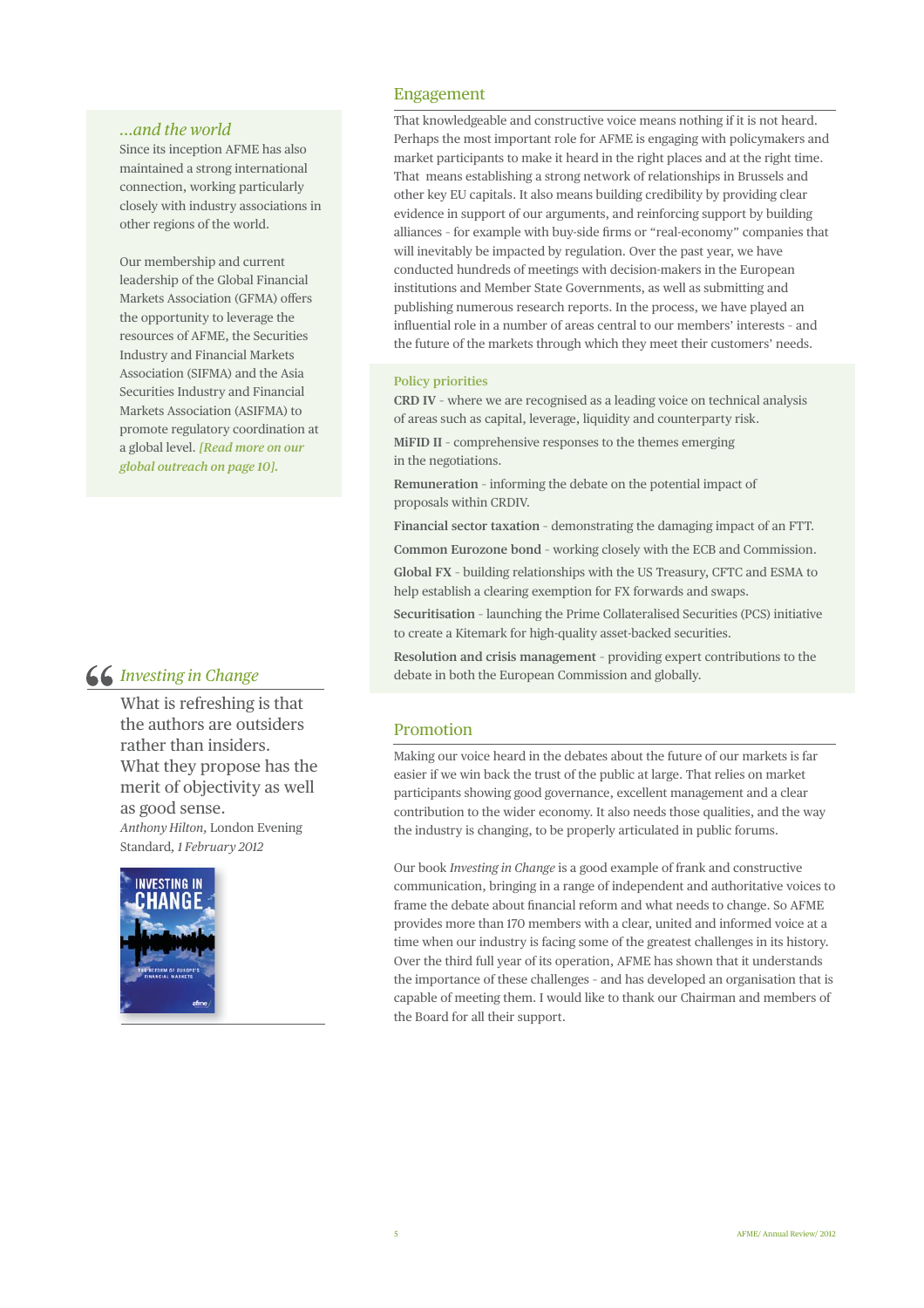### …and the world

Since its inception AFME has also maintained a strong international connection, working particularly closely with industry associations in other regions of the world.

Our membership and current leadership of the Global Financial Markets Association (GFMA) offers the opportunity to leverage the resources of AFME, the Securities Industry and Financial Markets Association (SIFMA) and the Asia Securities Industry and Financial Markets Association (ASIFMA) to promote regulatory coordination at a global level. *[Read more on our global outreach on page 10].*

## Engagement

That knowledgeable and constructive voice means nothing if it is not heard. Perhaps the most important role for AFME is engaging with policymakers and market participants to make it heard in the right places and at the right time. That means establishing a strong network of relationships in Brussels and other key EU capitals. It also means building credibility by providing clear evidence in support of our arguments, and reinforcing support by building alliances - for example with buy-side firms or "real-economy" companies that will inevitably be impacted by regulation. Over the past year, we have conducted hundreds of meetings with decision-makers in the European institutions and Member State Governments, as well as submitting and publishing numerous research reports. In the process, we have played an influential role in a number of areas central to our members' interests - and the future of the markets through which they meet their customers' needs.

### Policy priorities

**CRD IV** - where we are recognised as a leading voice on technical analysis of areas such as capital, leverage, liquidity and counterparty risk.

**MiFID II** - comprehensive responses to the themes emerging in the negotiations.

**Remuneration** - informing the debate on the potential impact of proposals within CRDIV.

**Financial sector taxation** - demonstrating the damaging impact of an FTT.

**Common Eurozone bond** - working closely with the ECB and Commission.

**Global FX** - building relationships with the US Treasury, CFTC and ESMA to help establish a clearing exemption for FX forwards and swaps.

**Securitisation** - launching the Prime Collateralised Securities (PCS) initiative to create a Kitemark for high-quality asset-backed securities.

**Resolution and crisis management** - providing expert contributions to the debate in both the European Commission and globally.

### *Investing in Change*

> What is refreshing is that the authors are outsiders rather than insiders. What they propose has the merit of objectivity as well as good sense.
>
> *Anthony Hilton*, London Evening Standard, *1 February 2012*

## Promotion

Making our voice heard in the debates about the future of our markets is far easier if we win back the trust of the public at large. That relies on market participants showing good governance, excellent management and a clear contribution to the wider economy. It also needs those qualities, and the way the industry is changing, to be properly articulated in public forums.

Our book *Investing in Change* is a good example of frank and constructive communication, bringing in a range of independent and authoritative voices to frame the debate about financial reform and what needs to change. So AFME provides more than 170 members with a clear, united and informed voice at a time when our industry is facing some of the greatest challenges in its history. Over the third full year of its operation, AFME has shown that it understands the importance of these challenges - and has developed an organisation that is capable of meeting them. I would like to thank our Chairman and members of the Board for all their support.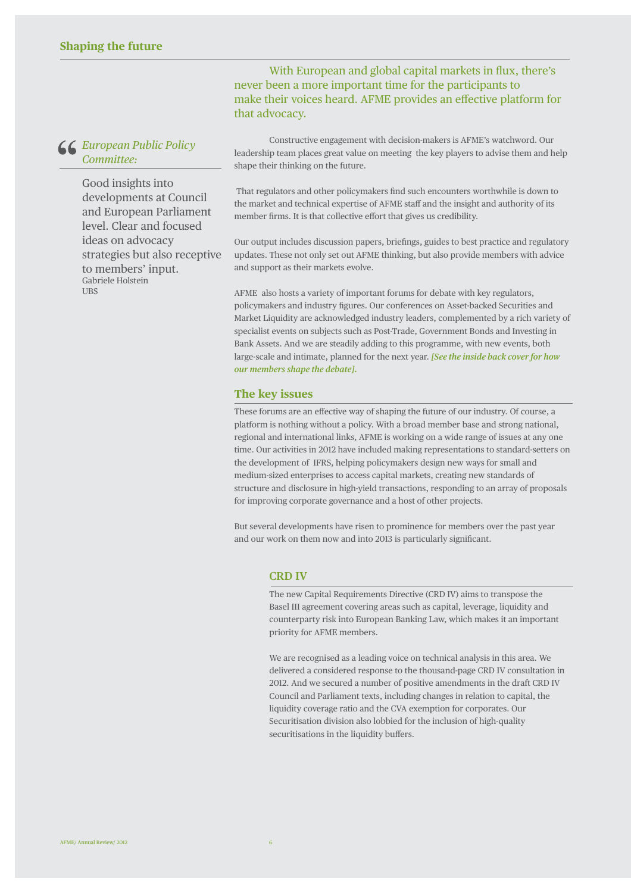## Shaping the future

With European and global capital markets in flux, there's never been a more important time for the participants to make their voices heard. AFME provides an effective platform for that advocacy.

> *European Public Policy Committee:*
>
> Good insights into developments at Council and European Parliament level. Clear and focused ideas on advocacy strategies but also receptive to members' input.
> Gabriele Holstein
> UBS

Constructive engagement with decision-makers is AFME's watchword. Our leadership team places great value on meeting the key players to advise them and help shape their thinking on the future.

That regulators and other policymakers find such encounters worthwhile is down to the market and technical expertise of AFME staff and the insight and authority of its member firms. It is that collective effort that gives us credibility.

Our output includes discussion papers, briefings, guides to best practice and regulatory updates. These not only set out AFME thinking, but also provide members with advice and support as their markets evolve.

AFME also hosts a variety of important forums for debate with key regulators, policymakers and industry figures. Our conferences on Asset-backed Securities and Market Liquidity are acknowledged industry leaders, complemented by a rich variety of specialist events on subjects such as Post-Trade, Government Bonds and Investing in Bank Assets. And we are steadily adding to this programme, with new events, both large-scale and intimate, planned for the next year. ***[See the inside back cover for how our members shape the debate].***

### The key issues

These forums are an effective way of shaping the future of our industry. Of course, a platform is nothing without a policy. With a broad member base and strong national, regional and international links, AFME is working on a wide range of issues at any one time. Our activities in 2012 have included making representations to standard-setters on the development of IFRS, helping policymakers design new ways for small and medium-sized enterprises to access capital markets, creating new standards of structure and disclosure in high-yield transactions, responding to an array of proposals for improving corporate governance and a host of other projects.

But several developments have risen to prominence for members over the past year and our work on them now and into 2013 is particularly significant.

#### CRD IV

The new Capital Requirements Directive (CRD IV) aims to transpose the Basel III agreement covering areas such as capital, leverage, liquidity and counterparty risk into European Banking Law, which makes it an important priority for AFME members.

We are recognised as a leading voice on technical analysis in this area. We delivered a considered response to the thousand-page CRD IV consultation in 2012. And we secured a number of positive amendments in the draft CRD IV Council and Parliament texts, including changes in relation to capital, the liquidity coverage ratio and the CVA exemption for corporates. Our Securitisation division also lobbied for the inclusion of high-quality securitisations in the liquidity buffers.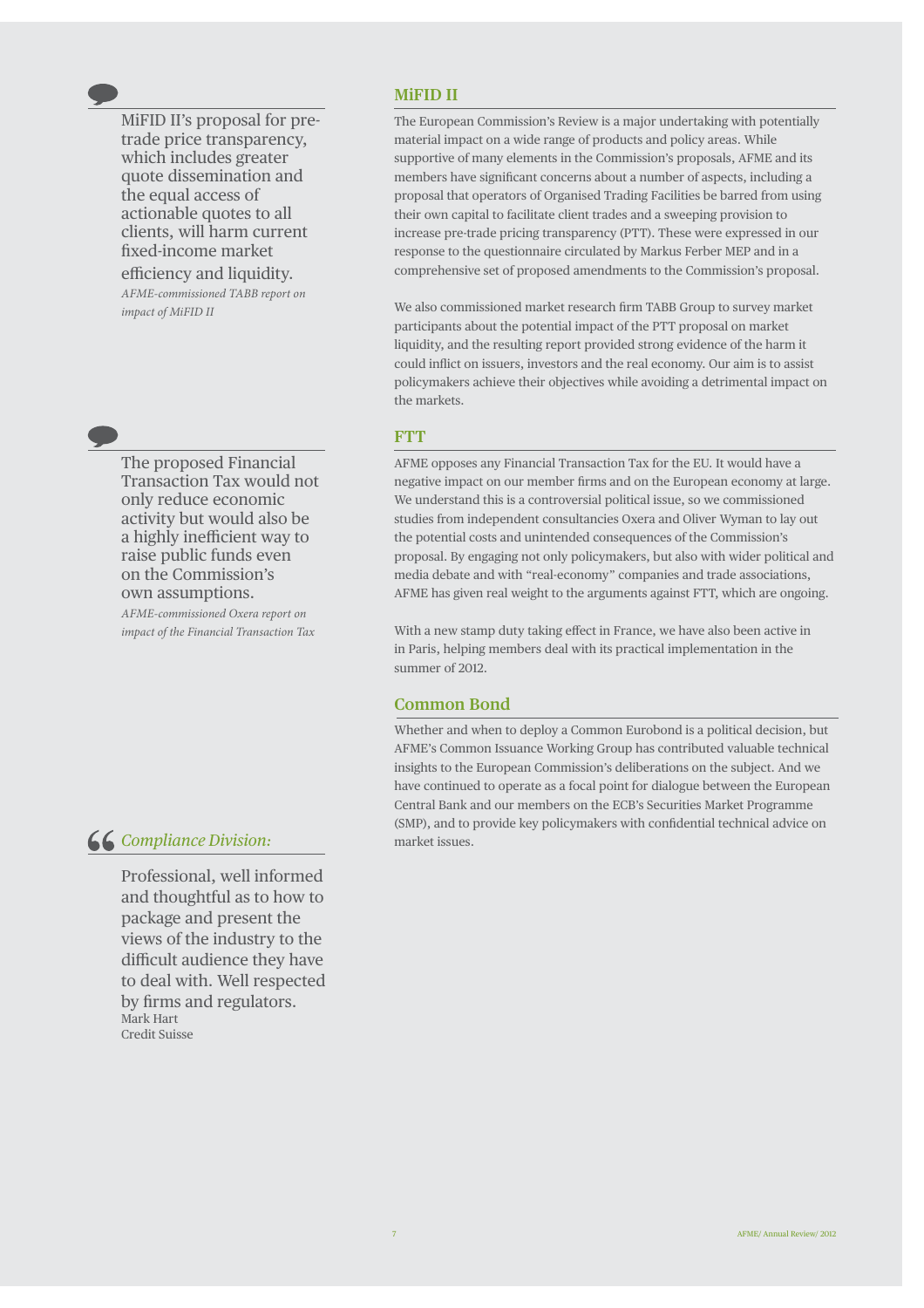## MiFID II

The European Commission's Review is a major undertaking with potentially material impact on a wide range of products and policy areas. While supportive of many elements in the Commission's proposals, AFME and its members have significant concerns about a number of aspects, including a proposal that operators of Organised Trading Facilities be barred from using their own capital to facilitate client trades and a sweeping provision to increase pre-trade pricing transparency (PTT). These were expressed in our response to the questionnaire circulated by Markus Ferber MEP and in a comprehensive set of proposed amendments to the Commission's proposal.

We also commissioned market research firm TABB Group to survey market participants about the potential impact of the PTT proposal on market liquidity, and the resulting report provided strong evidence of the harm it could inflict on issuers, investors and the real economy. Our aim is to assist policymakers achieve their objectives while avoiding a detrimental impact on the markets.

> MiFID II's proposal for pre-trade price transparency, which includes greater quote dissemination and the equal access of actionable quotes to all clients, will harm current fixed-income market efficiency and liquidity.
>
> *AFME-commissioned TABB report on impact of MiFID II*

## FTT

AFME opposes any Financial Transaction Tax for the EU. It would have a negative impact on our member firms and on the European economy at large. We understand this is a controversial political issue, so we commissioned studies from independent consultancies Oxera and Oliver Wyman to lay out the potential costs and unintended consequences of the Commission's proposal. By engaging not only policymakers, but also with wider political and media debate and with "real-economy" companies and trade associations, AFME has given real weight to the arguments against FTT, which are ongoing.

With a new stamp duty taking effect in France, we have also been active in in Paris, helping members deal with its practical implementation in the summer of 2012.

> The proposed Financial Transaction Tax would not only reduce economic activity but would also be a highly inefficient way to raise public funds even on the Commission's own assumptions.
>
> *AFME-commissioned Oxera report on impact of the Financial Transaction Tax*

## Common Bond

Whether and when to deploy a Common Eurobond is a political decision, but AFME's Common Issuance Working Group has contributed valuable technical insights to the European Commission's deliberations on the subject. And we have continued to operate as a focal point for dialogue between the European Central Bank and our members on the ECB's Securities Market Programme (SMP), and to provide key policymakers with confidential technical advice on market issues.

> *Compliance Division:*
>
> Professional, well informed and thoughtful as to how to package and present the views of the industry to the difficult audience they have to deal with. Well respected by firms and regulators.
>
> Mark Hart
> Credit Suisse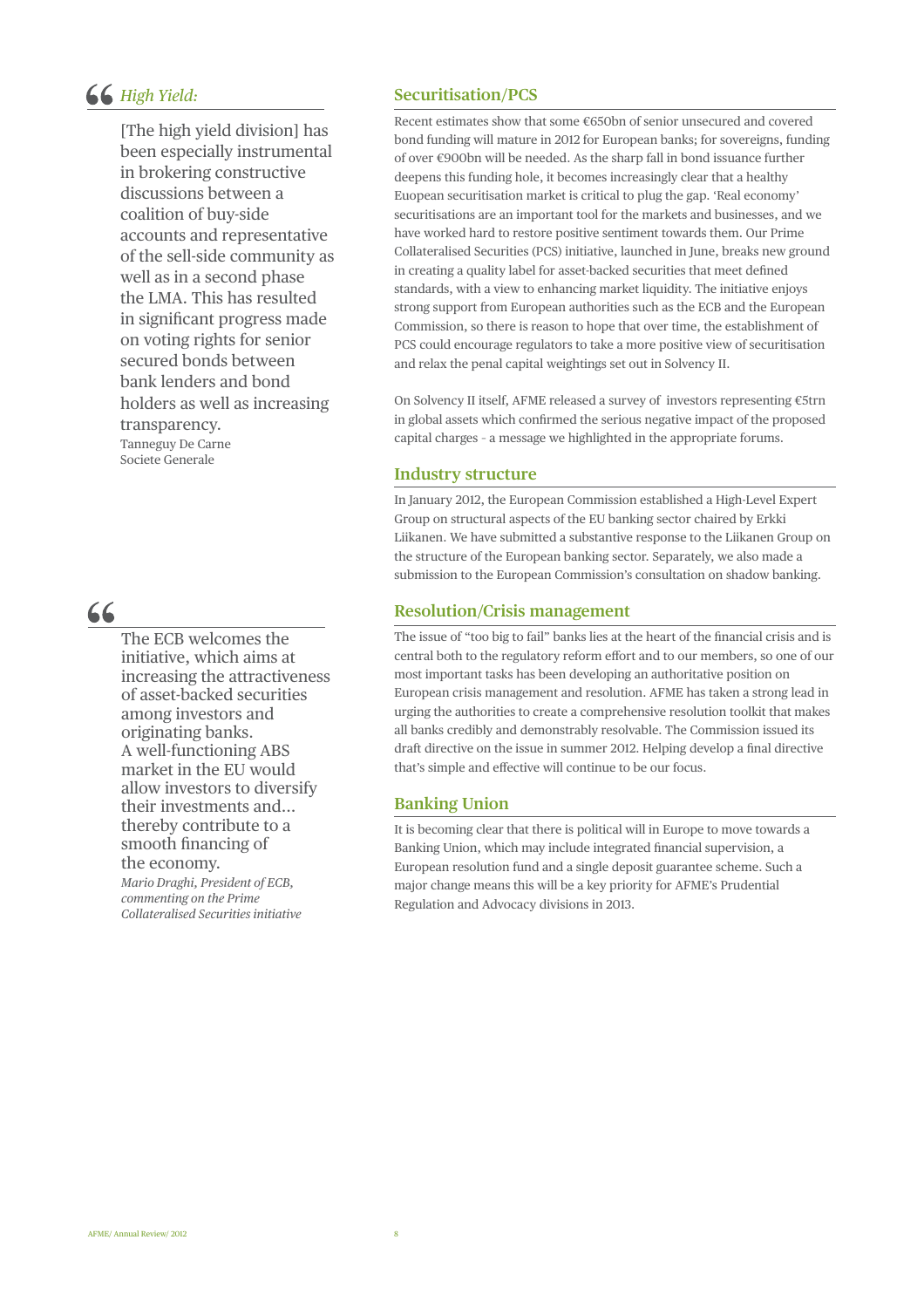> *High Yield:*
>
> [The high yield division] has been especially instrumental in brokering constructive discussions between a coalition of buy-side accounts and representative of the sell-side community as well as in a second phase the LMA. This has resulted in significant progress made on voting rights for senior secured bonds between bank lenders and bond holders as well as increasing transparency.
>
> Tanneguy De Carne
> Societe Generale

> The ECB welcomes the initiative, which aims at increasing the attractiveness of asset-backed securities among investors and originating banks. A well-functioning ABS market in the EU would allow investors to diversify their investments and… thereby contribute to a smooth financing of the economy.
>
> *Mario Draghi, President of ECB, commenting on the Prime Collateralised Securities initiative*

## Securitisation/PCS

Recent estimates show that some €650bn of senior unsecured and covered bond funding will mature in 2012 for European banks; for sovereigns, funding of over €900bn will be needed. As the sharp fall in bond issuance further deepens this funding hole, it becomes increasingly clear that a healthy Euopean securitisation market is critical to plug the gap. 'Real economy' securitisations are an important tool for the markets and businesses, and we have worked hard to restore positive sentiment towards them. Our Prime Collateralised Securities (PCS) initiative, launched in June, breaks new ground in creating a quality label for asset-backed securities that meet defined standards, with a view to enhancing market liquidity. The initiative enjoys strong support from European authorities such as the ECB and the European Commission, so there is reason to hope that over time, the establishment of PCS could encourage regulators to take a more positive view of securitisation and relax the penal capital weightings set out in Solvency II.

On Solvency II itself, AFME released a survey of investors representing €5trn in global assets which confirmed the serious negative impact of the proposed capital charges – a message we highlighted in the appropriate forums.

## Industry structure

In January 2012, the European Commission established a High-Level Expert Group on structural aspects of the EU banking sector chaired by Erkki Liikanen. We have submitted a substantive response to the Liikanen Group on the structure of the European banking sector. Separately, we also made a submission to the European Commission's consultation on shadow banking.

## Resolution/Crisis management

The issue of "too big to fail" banks lies at the heart of the financial crisis and is central both to the regulatory reform effort and to our members, so one of our most important tasks has been developing an authoritative position on European crisis management and resolution. AFME has taken a strong lead in urging the authorities to create a comprehensive resolution toolkit that makes all banks credibly and demonstrably resolvable. The Commission issued its draft directive on the issue in summer 2012. Helping develop a final directive that's simple and effective will continue to be our focus.

## Banking Union

It is becoming clear that there is political will in Europe to move towards a Banking Union, which may include integrated financial supervision, a European resolution fund and a single deposit guarantee scheme. Such a major change means this will be a key priority for AFME's Prudential Regulation and Advocacy divisions in 2013.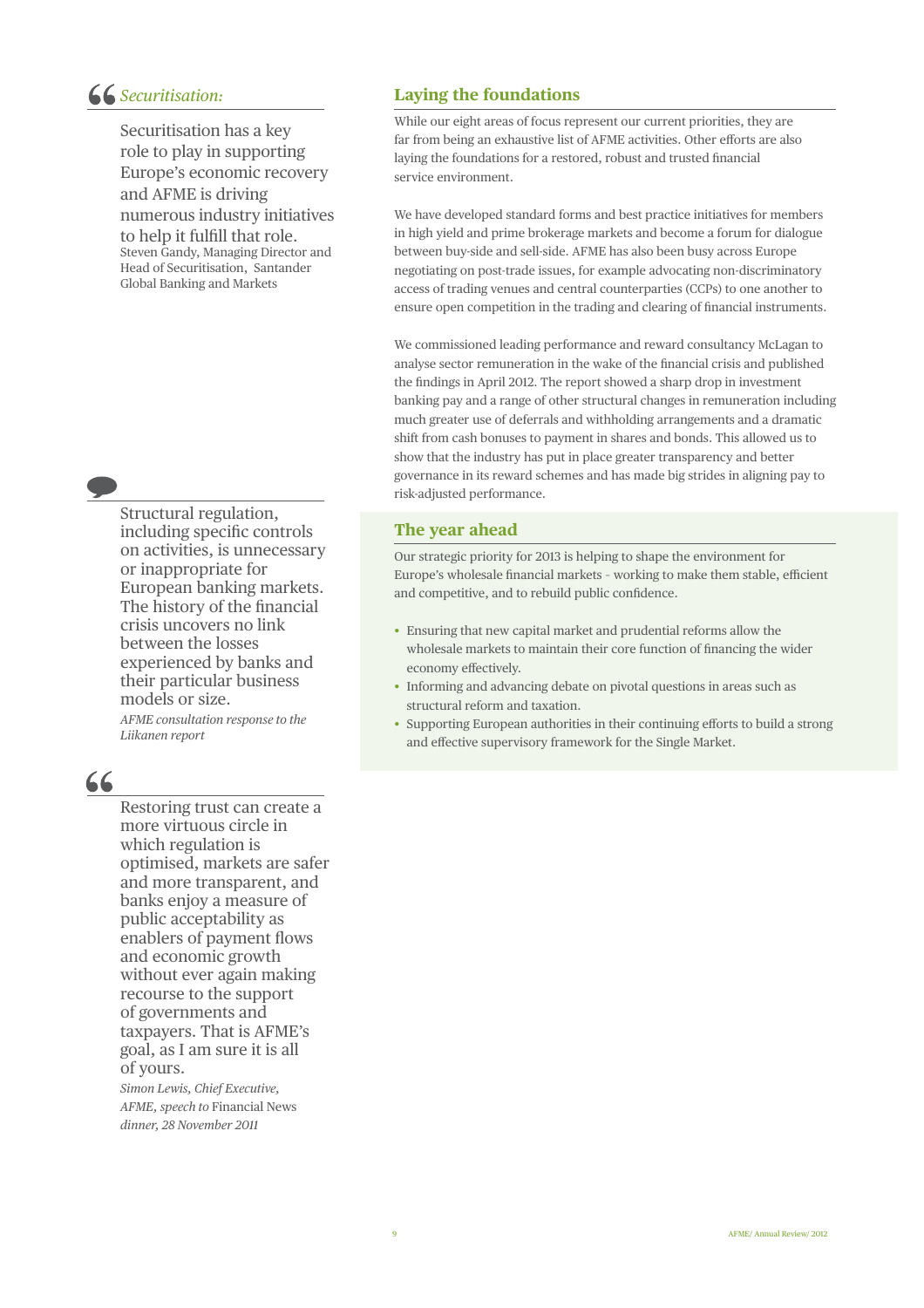*Securitisation:*

> Securitisation has a key role to play in supporting Europe's economic recovery and AFME is driving numerous industry initiatives to help it fulfill that role.
>
> Steven Gandy, Managing Director and Head of Securitisation, Santander Global Banking and Markets

> Structural regulation, including specific controls on activities, is unnecessary or inappropriate for European banking markets. The history of the financial crisis uncovers no link between the losses experienced by banks and their particular business models or size.
>
> *AFME consultation response to the Liikanen report*

> Restoring trust can create a more virtuous circle in which regulation is optimised, markets are safer and more transparent, and banks enjoy a measure of public acceptability as enablers of payment flows and economic growth without ever again making recourse to the support of governments and taxpayers. That is AFME's goal, as I am sure it is all of yours.
>
> *Simon Lewis, Chief Executive, AFME, speech to* Financial News *dinner, 28 November 2011*

## Laying the foundations

While our eight areas of focus represent our current priorities, they are far from being an exhaustive list of AFME activities. Other efforts are also laying the foundations for a restored, robust and trusted financial service environment.

We have developed standard forms and best practice initiatives for members in high yield and prime brokerage markets and become a forum for dialogue between buy-side and sell-side. AFME has also been busy across Europe negotiating on post-trade issues, for example advocating non-discriminatory access of trading venues and central counterparties (CCPs) to one another to ensure open competition in the trading and clearing of financial instruments.

We commissioned leading performance and reward consultancy McLagan to analyse sector remuneration in the wake of the financial crisis and published the findings in April 2012. The report showed a sharp drop in investment banking pay and a range of other structural changes in remuneration including much greater use of deferrals and withholding arrangements and a dramatic shift from cash bonuses to payment in shares and bonds. This allowed us to show that the industry has put in place greater transparency and better governance in its reward schemes and has made big strides in aligning pay to risk-adjusted performance.

## The year ahead

Our strategic priority for 2013 is helping to shape the environment for Europe's wholesale financial markets – working to make them stable, efficient and competitive, and to rebuild public confidence.

- Ensuring that new capital market and prudential reforms allow the wholesale markets to maintain their core function of financing the wider economy effectively.
- Informing and advancing debate on pivotal questions in areas such as structural reform and taxation.
- Supporting European authorities in their continuing efforts to build a strong and effective supervisory framework for the Single Market.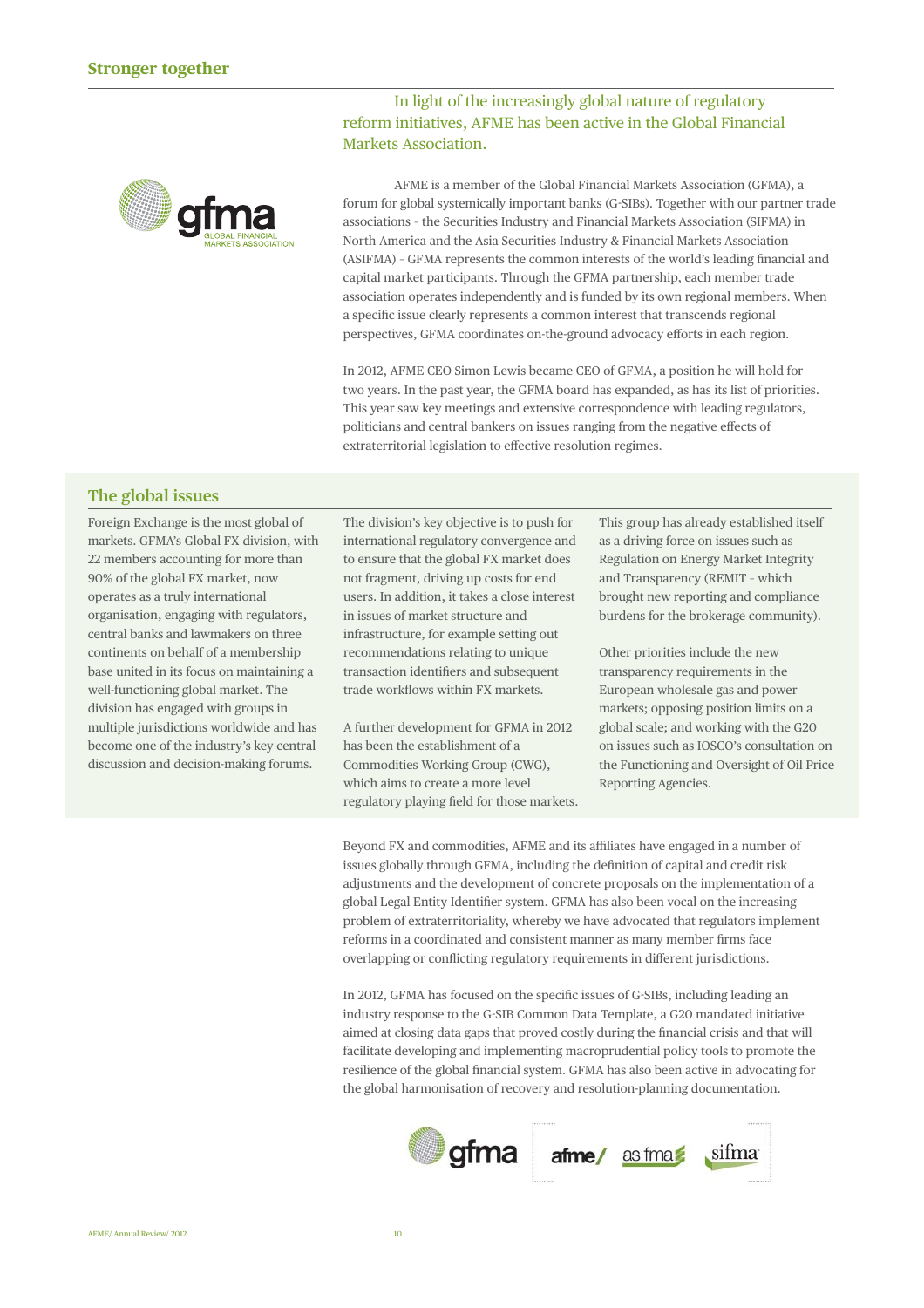## Stronger together

In light of the increasingly global nature of regulatory reform initiatives, AFME has been active in the Global Financial Markets Association.

AFME is a member of the Global Financial Markets Association (GFMA), a forum for global systemically important banks (G-SIBs). Together with our partner trade associations – the Securities Industry and Financial Markets Association (SIFMA) in North America and the Asia Securities Industry & Financial Markets Association (ASIFMA) – GFMA represents the common interests of the world's leading financial and capital market participants. Through the GFMA partnership, each member trade association operates independently and is funded by its own regional members. When a specific issue clearly represents a common interest that transcends regional perspectives, GFMA coordinates on-the-ground advocacy efforts in each region.

In 2012, AFME CEO Simon Lewis became CEO of GFMA, a position he will hold for two years. In the past year, the GFMA board has expanded, as has its list of priorities. This year saw key meetings and extensive correspondence with leading regulators, politicians and central bankers on issues ranging from the negative effects of extraterritorial legislation to effective resolution regimes.

### The global issues

Foreign Exchange is the most global of markets. GFMA's Global FX division, with 22 members accounting for more than 90% of the global FX market, now operates as a truly international organisation, engaging with regulators, central banks and lawmakers on three continents on behalf of a membership base united in its focus on maintaining a well-functioning global market. The division has engaged with groups in multiple jurisdictions worldwide and has become one of the industry's key central discussion and decision-making forums.

The division's key objective is to push for international regulatory convergence and to ensure that the global FX market does not fragment, driving up costs for end users. In addition, it takes a close interest in issues of market structure and infrastructure, for example setting out recommendations relating to unique transaction identifiers and subsequent trade workflows within FX markets.

A further development for GFMA in 2012 has been the establishment of a Commodities Working Group (CWG), which aims to create a more level regulatory playing field for those markets.

This group has already established itself as a driving force on issues such as Regulation on Energy Market Integrity and Transparency (REMIT – which brought new reporting and compliance burdens for the brokerage community).

Other priorities include the new transparency requirements in the European wholesale gas and power markets; opposing position limits on a global scale; and working with the G20 on issues such as IOSCO's consultation on the Functioning and Oversight of Oil Price Reporting Agencies.

Beyond FX and commodities, AFME and its affiliates have engaged in a number of issues globally through GFMA, including the definition of capital and credit risk adjustments and the development of concrete proposals on the implementation of a global Legal Entity Identifier system. GFMA has also been vocal on the increasing problem of extraterritoriality, whereby we have advocated that regulators implement reforms in a coordinated and consistent manner as many member firms face overlapping or conflicting regulatory requirements in different jurisdictions.

In 2012, GFMA has focused on the specific issues of G-SIBs, including leading an industry response to the G-SIB Common Data Template, a G20 mandated initiative aimed at closing data gaps that proved costly during the financial crisis and that will facilitate developing and implementing macroprudential policy tools to promote the resilience of the global financial system. GFMA has also been active in advocating for the global harmonisation of recovery and resolution-planning documentation.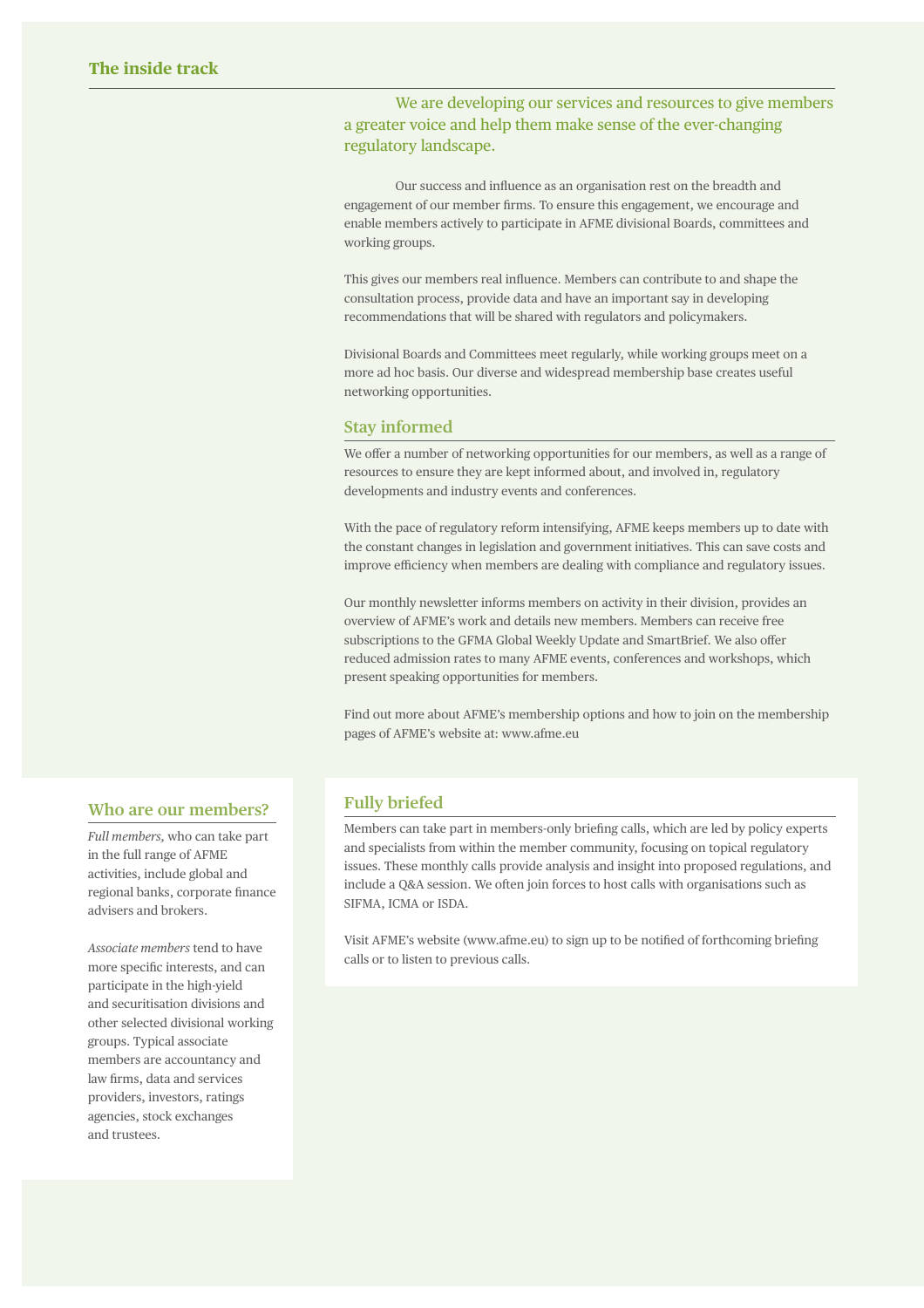## The inside track

We are developing our services and resources to give members a greater voice and help them make sense of the ever-changing regulatory landscape.

Our success and influence as an organisation rest on the breadth and engagement of our member firms. To ensure this engagement, we encourage and enable members actively to participate in AFME divisional Boards, committees and working groups.

This gives our members real influence. Members can contribute to and shape the consultation process, provide data and have an important say in developing recommendations that will be shared with regulators and policymakers.

Divisional Boards and Committees meet regularly, while working groups meet on a more ad hoc basis. Our diverse and widespread membership base creates useful networking opportunities.

### Stay informed

We offer a number of networking opportunities for our members, as well as a range of resources to ensure they are kept informed about, and involved in, regulatory developments and industry events and conferences.

With the pace of regulatory reform intensifying, AFME keeps members up to date with the constant changes in legislation and government initiatives. This can save costs and improve efficiency when members are dealing with compliance and regulatory issues.

Our monthly newsletter informs members on activity in their division, provides an overview of AFME's work and details new members. Members can receive free subscriptions to the GFMA Global Weekly Update and SmartBrief. We also offer reduced admission rates to many AFME events, conferences and workshops, which present speaking opportunities for members.

Find out more about AFME's membership options and how to join on the membership pages of AFME's website at: www.afme.eu

### Who are our members?

*Full members,* who can take part in the full range of AFME activities, include global and regional banks, corporate finance advisers and brokers.

*Associate members* tend to have more specific interests, and can participate in the high-yield and securitisation divisions and other selected divisional working groups. Typical associate members are accountancy and law firms, data and services providers, investors, ratings agencies, stock exchanges and trustees.

### Fully briefed

Members can take part in members-only briefing calls, which are led by policy experts and specialists from within the member community, focusing on topical regulatory issues. These monthly calls provide analysis and insight into proposed regulations, and include a Q&A session. We often join forces to host calls with organisations such as SIFMA, ICMA or ISDA.

Visit AFME's website (www.afme.eu) to sign up to be notified of forthcoming briefing calls or to listen to previous calls.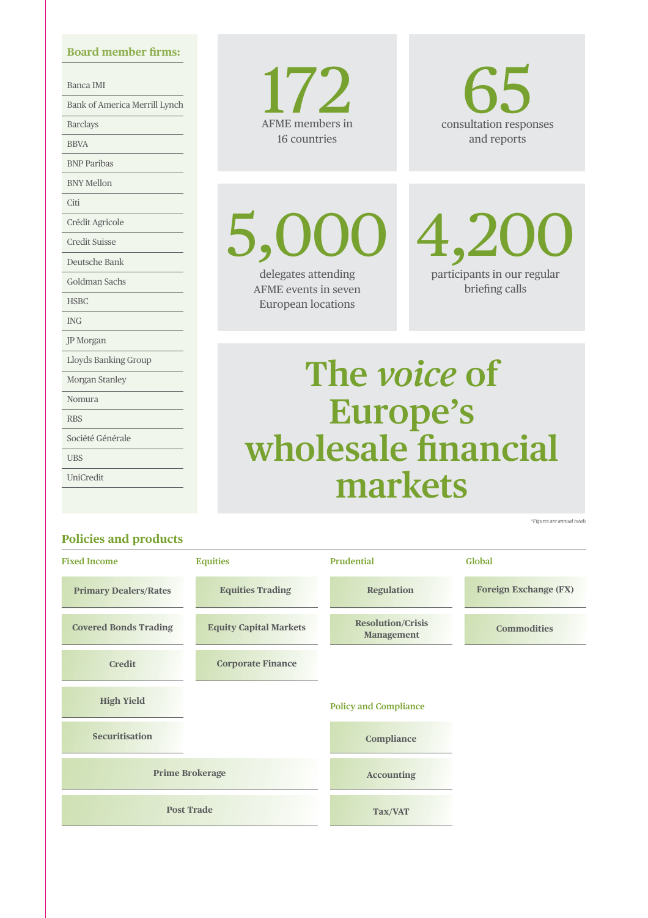## Board member firms:

- Banca IMI
- Bank of America Merrill Lynch
- Barclays
- BBVA
- BNP Paribas
- BNY Mellon
- Citi
- Crédit Agricole
- Credit Suisse
- Deutsche Bank
- Goldman Sachs
- HSBC
- ING
- JP Morgan
- Lloyds Banking Group
- Morgan Stanley
- Nomura
- RBS
- Société Générale
- UBS
- UniCredit

**172**
AFME members in 16 countries

**65**
consultation responses and reports

**5,000**
delegates attending AFME events in seven European locations

**4,200**
participants in our regular briefing calls

# The *voice* of Europe's wholesale financial markets

*Figures are annual totals

## Policies and products

### Fixed Income

- Primary Dealers/Rates
- Covered Bonds Trading
- Credit
- High Yield
- Securitisation

### Equities

- Equities Trading
- Equity Capital Markets
- Corporate Finance

### Fixed Income / Equities

- Prime Brokerage
- Post Trade

### Prudential

- Regulation
- Resolution/Crisis Management

### Policy and Compliance

- Compliance
- Accounting
- Tax/VAT

### Global

- Foreign Exchange (FX)
- Commodities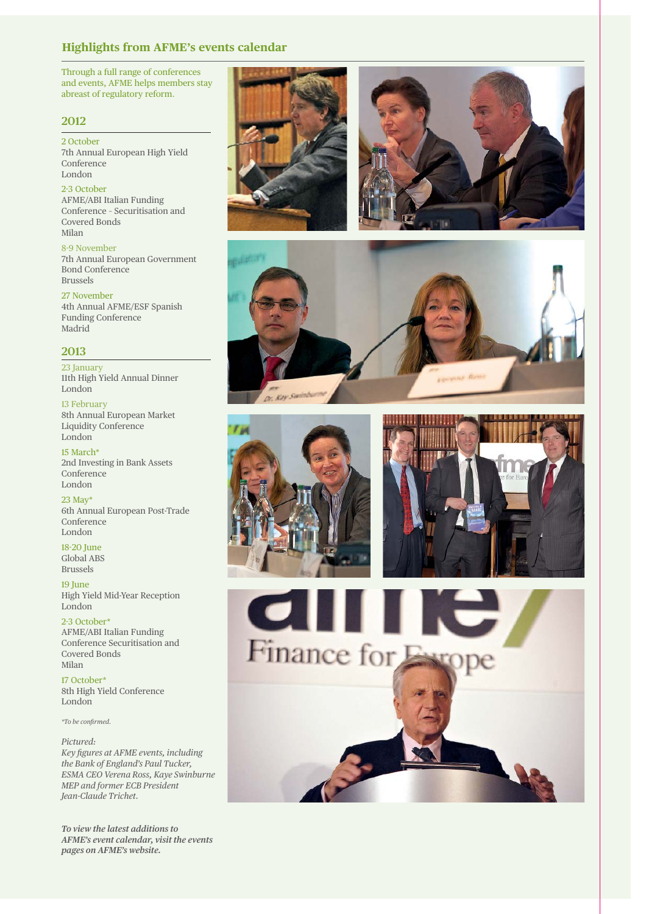## Highlights from AFME's events calendar

Through a full range of conferences and events, AFME helps members stay abreast of regulatory reform.

### 2012

2 October
7th Annual European High Yield Conference
London

2-3 October
AFME/ABI Italian Funding Conference - Securitisation and Covered Bonds
Milan

8-9 November
7th Annual European Government Bond Conference
Brussels

27 November
4th Annual AFME/ESF Spanish Funding Conference
Madrid

### 2013

23 January
11th High Yield Annual Dinner
London

13 February
8th Annual European Market Liquidity Conference
London

15 March*
2nd Investing in Bank Assets Conference
London

23 May*
6th Annual European Post-Trade Conference
London

18-20 June
Global ABS
Brussels

19 June
High Yield Mid-Year Reception
London

2-3 October*
AFME/ABI Italian Funding Conference Securitisation and Covered Bonds
Milan

17 October*
8th High Yield Conference
London

*\*To be confirmed.*

*Pictured:*
*Key figures at AFME events, including the Bank of England's Paul Tucker, ESMA CEO Verena Ross, Kaye Swinburne MEP and former ECB President Jean-Claude Trichet.*

***To view the latest additions to AFME's event calendar, visit the events pages on AFME's website.***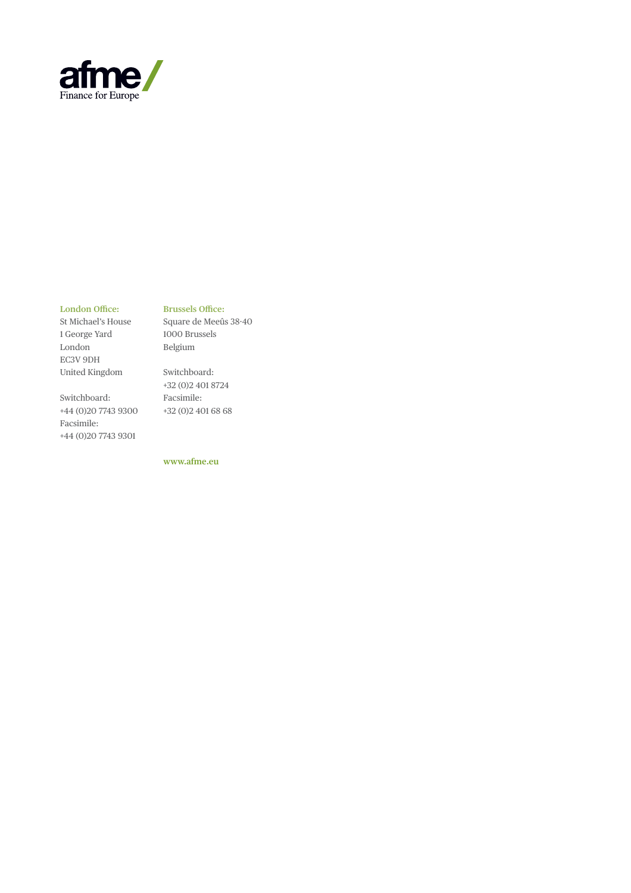afme/
Finance for Europe

**London Office:**
St Michael's House
1 George Yard
London
EC3V 9DH
United Kingdom

Switchboard:
+44 (0)20 7743 9300
Facsimile:
+44 (0)20 7743 9301

**Brussels Office:**
Square de Meeûs 38-40
1000 Brussels
Belgium

Switchboard:
+32 (0)2 401 8724
Facsimile:
+32 (0)2 401 68 68

**www.afme.eu**